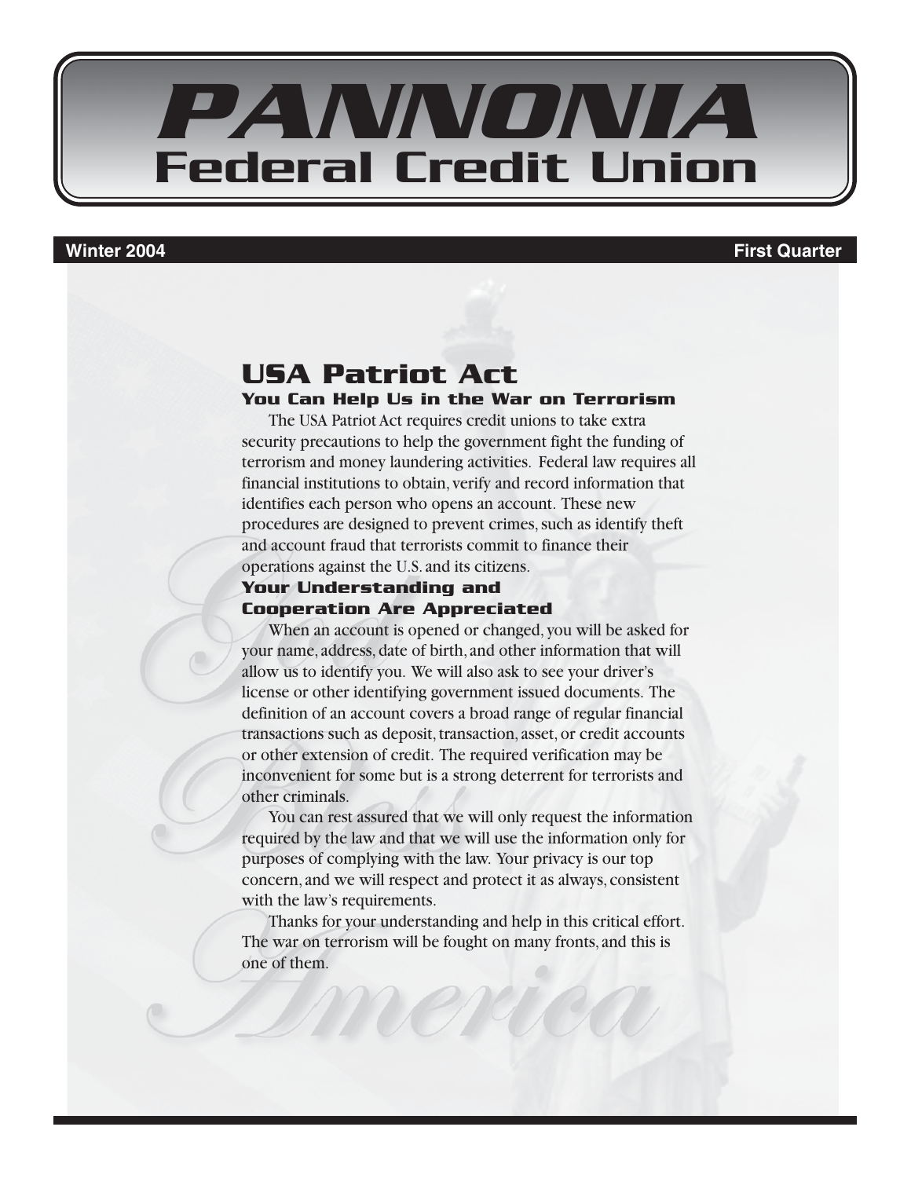# PANNONIA Federal Credit Union

**Winter 2004** **First Quarter**

## USA Patriot Act

### You Can Help Us in the War on Terrorism

The USA Patriot Act requires credit unions to take extra security precautions to help the government fight the funding of terrorism and money laundering activities. Federal law requires all financial institutions to obtain, verify and record information that identifies each person who opens an account. These new procedures are designed to prevent crimes, such as identify theft and account fraud that terrorists commit to finance their operations against the U.S. and its citizens.

### Your Understanding and Cooperation Are Appreciated

When an account is opened or changed, you will be asked for your name, address, date of birth, and other information that will allow us to identify you. We will also ask to see your driver's license or other identifying government issued documents. The definition of an account covers a broad range of regular financial transactions such as deposit, transaction, asset, or credit accounts or other extension of credit. The required verification may be inconvenient for some but is a strong deterrent for terrorists and other criminals.

You can rest assured that we will only request the information required by the law and that we will use the information only for purposes of complying with the law. Your privacy is our top concern, and we will respect and protect it as always, consistent with the law's requirements.

Thanks for your understanding and help in this critical effort. The war on terrorism will be fought on many fronts, and this is one of them.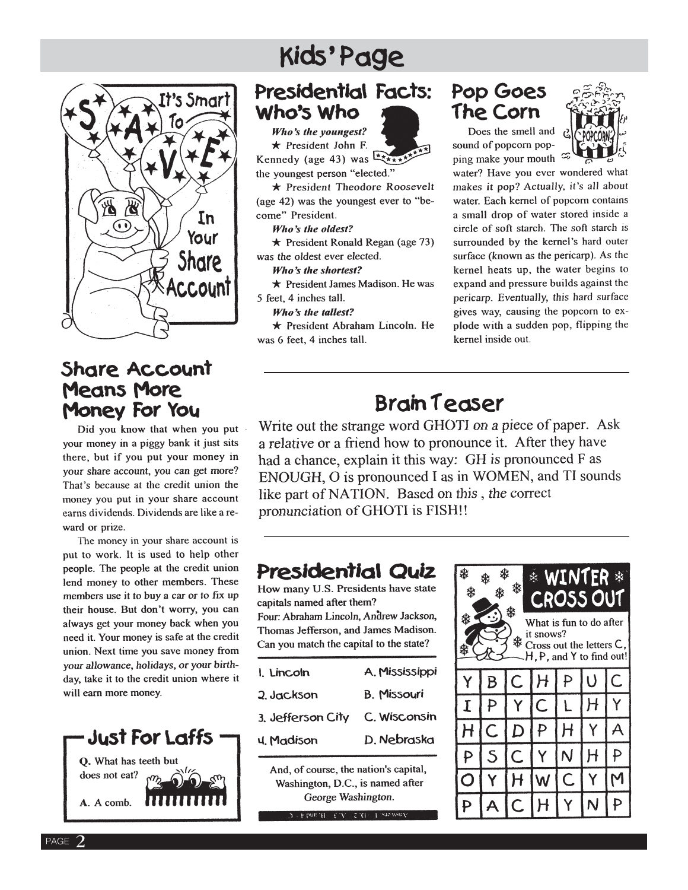# Kids' Page

It's Smart To S A V E In Your Share Account

## Share Account Means More Money For You

Did you know that when you put your money in a piggy bank it just sits there, but if you put your money in your share account, you can get more? That's because at the credit union the money you put in your share account earns dividends. Dividends are like a reward or prize.

The money in your share account is put to work. It is used to help other people. The people at the credit union lend money to other members. These members use it to buy a car or to fix up their house. But don't worry, you can always get your money back when you need it. Your money is safe at the credit union. Next time you save money from your allowance, holidays, or your birthday, take it to the credit union where it will earn more money.

## Presidential Facts: Who's Who

***Who's the youngest?***

★ President John F. Kennedy (age 43) was the youngest person "elected."

★ *President Theodore Roosevelt* (age 42) was the youngest ever to "become" President.

***Who's the oldest?***

★ President Ronald Regan (age 73) was the oldest ever elected.

***Who's the shortest?***

★ President James Madison. He was 5 feet, 4 inches tall.

***Who's the tallest?***

★ President Abraham Lincoln. He was 6 feet, 4 inches tall.

## Pop Goes The Corn

Does the smell and sound of popcorn popping make your mouth water? Have you ever wondered what makes it pop? Actually, it's all about water. Each kernel of popcorn contains a small drop of water stored inside a circle of soft starch. The soft starch is surrounded by the kernel's hard outer surface (known as the pericarp). As the kernel heats up, the water begins to expand and pressure builds against the pericarp. Eventually, this hard surface gives way, causing the popcorn to explode with a sudden pop, flipping the kernel inside out.

## Brain Teaser

Write out the strange word GHOTI on a piece of paper. Ask a relative or a friend how to pronounce it. After they have had a chance, explain it this way: GH is pronounced F as ENOUGH, O is pronounced I as in WOMEN, and TI sounds like part of NATION. Based on this , the correct pronunciation of GHOTI is FISH!!

## Presidential Quiz

**How many U.S. Presidents have state capitals named after them?**

**Four: Abraham Lincoln, Andrew Jackson, Thomas Jefferson, and James Madison.**

**Can you match the capital to the state?**

| | |
|---|---|
| 1. Lincoln | A. Mississippi |
| 2. Jackson | B. Missouri |
| 3. Jefferson City | C. Wisconsin |
| 4. Madison | D. Nebraska |

And, of course, the nation's capital, Washington, D.C., is named after *George Washington.*

## Winter Cross Out

What is fun to do after it snows?

Cross out the letters C, H, P, and Y to find out!

| | | | | | | |
|---|---|---|---|---|---|---|
| Y | B | C | H | P | U | C |
| I | P | Y | C | L | H | Y |
| H | C | D | P | H | Y | A |
| P | S | C | Y | N | H | P |
| O | Y | H | W | C | Y | M |
| P | A | C | H | Y | N | P |

## Just For Laffs

**Q.** What has teeth but does not eat?

**A.** A comb.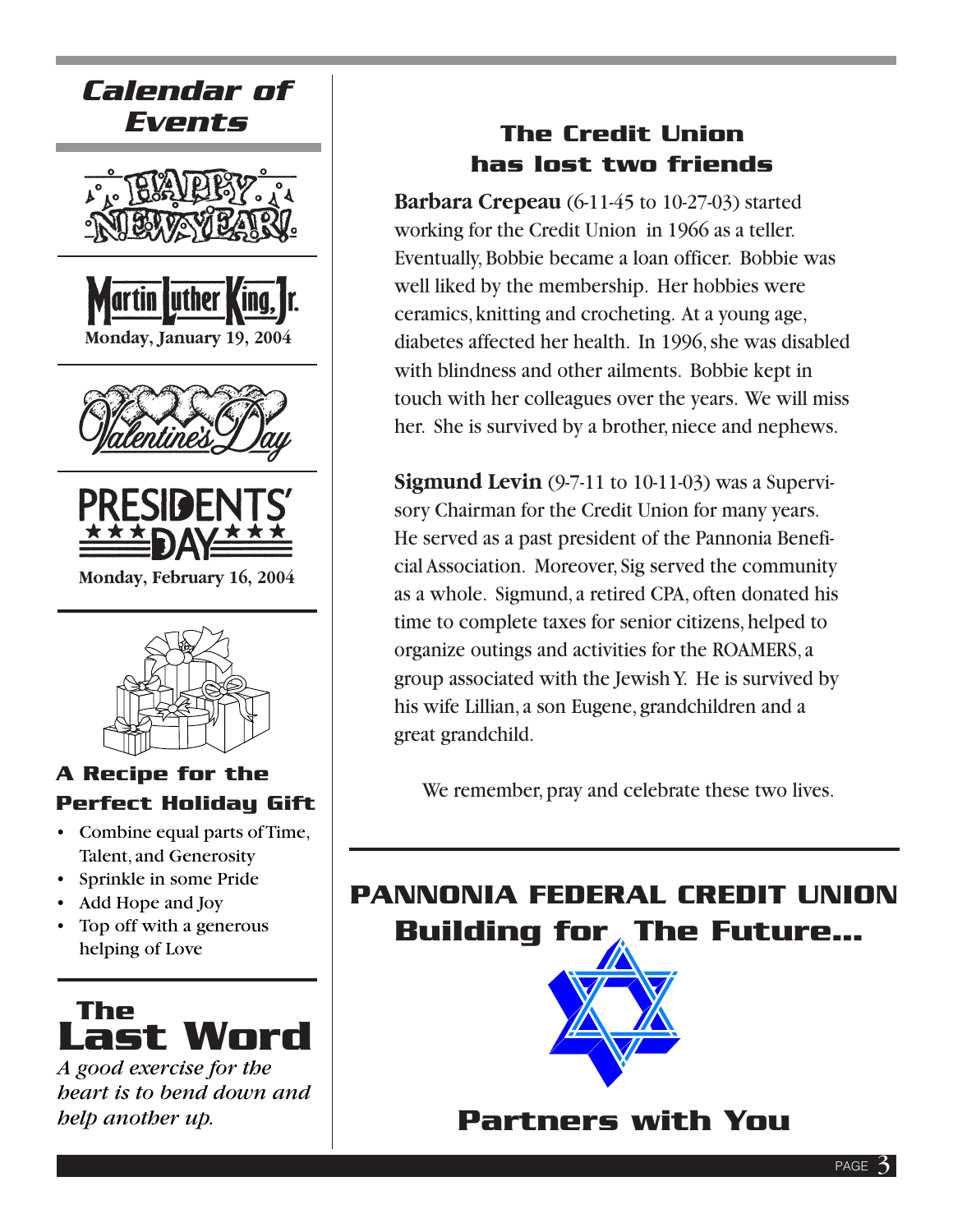## Calendar of Events

HAPPY NEW YEAR!

Martin Luther King, Jr.
**Monday, January 19, 2004**

Valentine's Day

PRESIDENTS' DAY
**Monday, February 16, 2004**

### A Recipe for the Perfect Holiday Gift

- Combine equal parts of Time, Talent, and Generosity
- Sprinkle in some Pride
- Add Hope and Joy
- Top off with a generous helping of Love

## The Last Word

*A good exercise for the heart is to bend down and help another up.*

## The Credit Union has lost two friends

**Barbara Crepeau** (6-11-45 to 10-27-03) started working for the Credit Union in 1966 as a teller. Eventually, Bobbie became a loan officer. Bobbie was well liked by the membership. Her hobbies were ceramics, knitting and crocheting. At a young age, diabetes affected her health. In 1996, she was disabled with blindness and other ailments. Bobbie kept in touch with her colleagues over the years. We will miss her. She is survived by a brother, niece and nephews.

**Sigmund Levin** (9-7-11 to 10-11-03) was a Supervisory Chairman for the Credit Union for many years. He served as a past president of the Pannonia Beneficial Association. Moreover, Sig served the community as a whole. Sigmund, a retired CPA, often donated his time to complete taxes for senior citizens, helped to organize outings and activities for the ROAMERS, a group associated with the Jewish Y. He is survived by his wife Lillian, a son Eugene, grandchildren and a great grandchild.

We remember, pray and celebrate these two lives.

## PANNONIA FEDERAL CREDIT UNION
## Building for The Future...

## Partners with You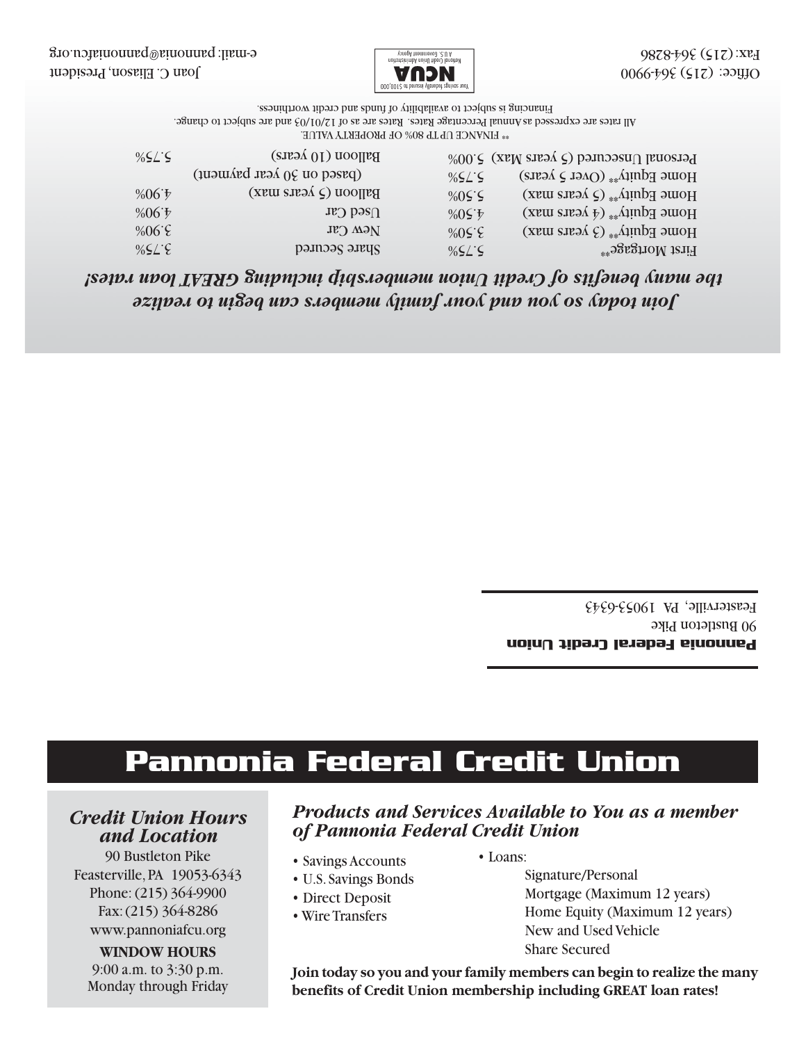*Join today so you and your family members can begin to realize the many benefits of Credit Union membership including GREAT loan rates!*

| | | | |
|---|---|---|---|
| First Mortgage** | 5.75% | Share Secured | 3.75% |
| Home Equity** (3 years max) | 3.50% | New Car | 3.90% |
| Home Equity** (4 years max) | 4.50% | Used Car | 4.90% |
| Home Equity** (5 years max) | 5.50% | Balloon (5 years max) | 4.90% |
| Home Equity** (Over 5 years) | 5.75% | (based on 30 year payment) | |
| Personal Unsecured (5 years Max) | 5.00% | Balloon (10 years) | 5.75% |

** FINANCE UP TP 80% OF PROPERTY VALUE.

All rates are expressed as Annual Percentage Rates. Rates are as of 12/01/03 and are subject to change.

Financing is subject to availability of funds and credit worthiness.

Office: (215) 364-9900
Fax: (215) 364-8286

Your savings federally insured to $100,000
NCUA
National Credit Union Administration
A U.S. Government Agency

Joan C. Eliason, President
e-mail: pannonia@pannoniafcu.org

**Pannonia Federal Credit Union**
90 Bustleton Pike
Feasterville, PA 19053-6343

# Pannonia Federal Credit Union

## Credit Union Hours and Location

90 Bustleton Pike
Feasterville, PA 19053-6343
Phone: (215) 364-9900
Fax: (215) 364-8286
www.pannoniafcu.org

**WINDOW HOURS**
9:00 a.m. to 3:30 p.m.
Monday through Friday

## Products and Services Available to You as a member of Pannonia Federal Credit Union

- Savings Accounts
- U.S. Savings Bonds
- Direct Deposit
- Wire Transfers
- Loans:
  - Signature/Personal
  - Mortgage (Maximum 12 years)
  - Home Equity (Maximum 12 years)
  - New and Used Vehicle
  - Share Secured

**Join today so you and your family members can begin to realize the many benefits of Credit Union membership including GREAT loan rates!**